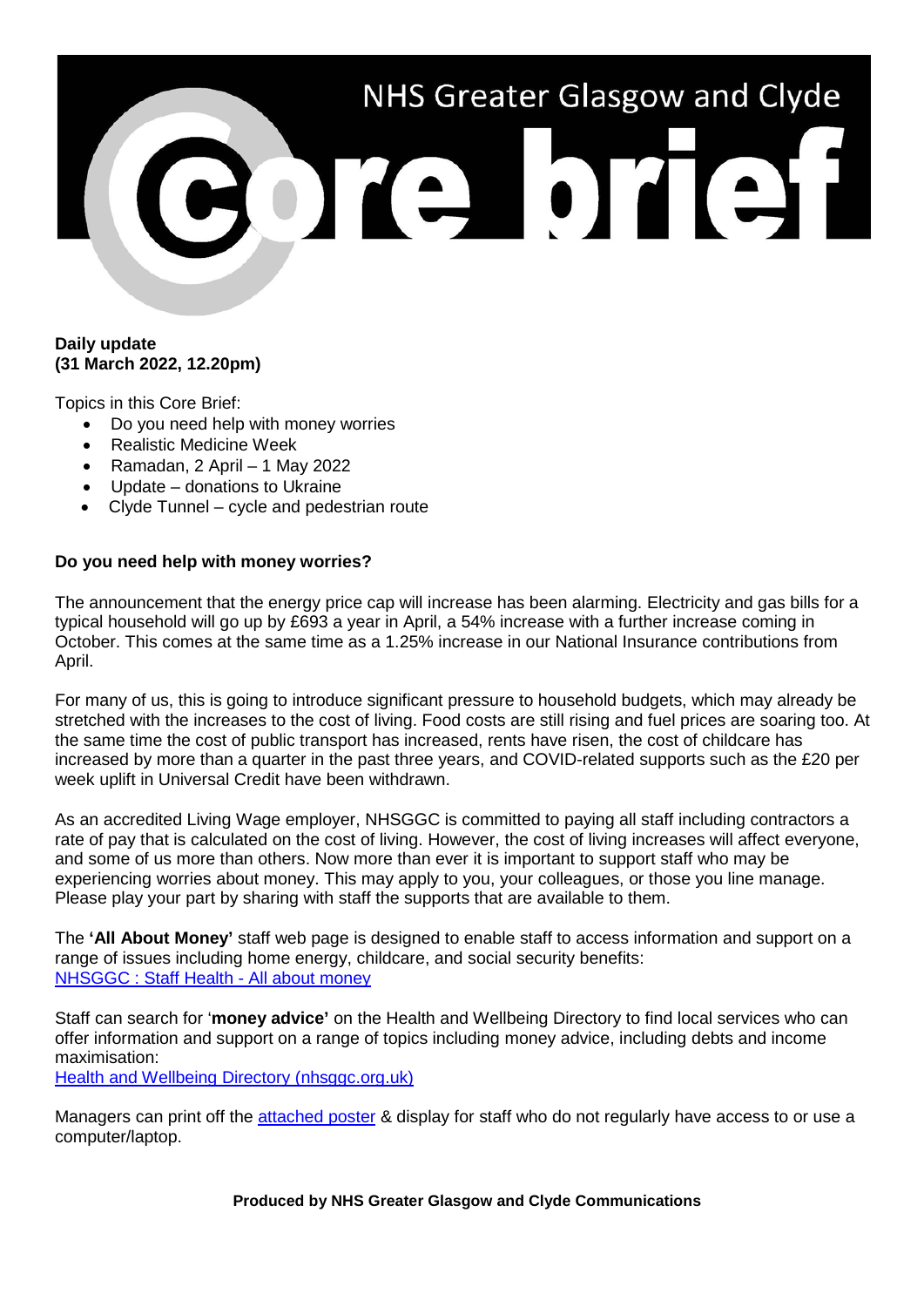# NHS Greater Glasgow and Clyde Core brief

**Daily update**
**(31 March 2022, 12.20pm)**

Topics in this Core Brief:

- Do you need help with money worries
- Realistic Medicine Week
- Ramadan, 2 April – 1 May 2022
- Update – donations to Ukraine
- Clyde Tunnel – cycle and pedestrian route

**Do you need help with money worries?**

The announcement that the energy price cap will increase has been alarming. Electricity and gas bills for a typical household will go up by £693 a year in April, a 54% increase with a further increase coming in October. This comes at the same time as a 1.25% increase in our National Insurance contributions from April.

For many of us, this is going to introduce significant pressure to household budgets, which may already be stretched with the increases to the cost of living. Food costs are still rising and fuel prices are soaring too. At the same time the cost of public transport has increased, rents have risen, the cost of childcare has increased by more than a quarter in the past three years, and COVID-related supports such as the £20 per week uplift in Universal Credit have been withdrawn.

As an accredited Living Wage employer, NHSGGC is committed to paying all staff including contractors a rate of pay that is calculated on the cost of living. However, the cost of living increases will affect everyone, and some of us more than others. Now more than ever it is important to support staff who may be experiencing worries about money. This may apply to you, your colleagues, or those you line manage. Please play your part by sharing with staff the supports that are available to them.

The **'All About Money'** staff web page is designed to enable staff to access information and support on a range of issues including home energy, childcare, and social security benefits:
NHSGGC : Staff Health - All about money

Staff can search for '**money advice'** on the Health and Wellbeing Directory to find local services who can offer information and support on a range of topics including money advice, including debts and income maximisation:
Health and Wellbeing Directory (nhsggc.org.uk)

Managers can print off the attached poster & display for staff who do not regularly have access to or use a computer/laptop.

**Produced by NHS Greater Glasgow and Clyde Communications**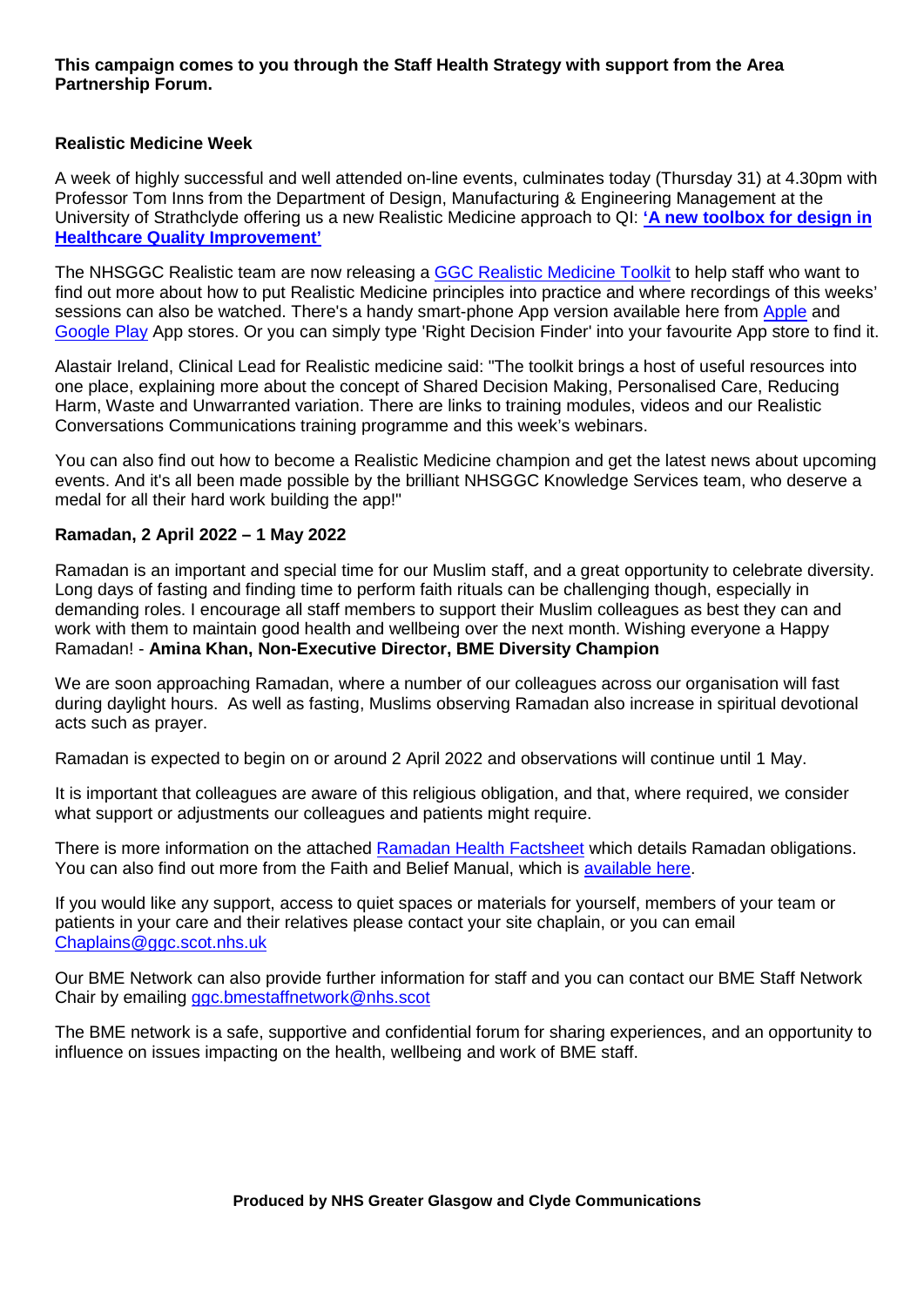**This campaign comes to you through the Staff Health Strategy with support from the Area Partnership Forum.**

**Realistic Medicine Week**

A week of highly successful and well attended on-line events, culminates today (Thursday 31) at 4.30pm with Professor Tom Inns from the Department of Design, Manufacturing & Engineering Management at the University of Strathclyde offering us a new Realistic Medicine approach to QI: **'A new toolbox for design in Healthcare Quality Improvement'**

The NHSGGC Realistic team are now releasing a GGC Realistic Medicine Toolkit to help staff who want to find out more about how to put Realistic Medicine principles into practice and where recordings of this weeks' sessions can also be watched. There's a handy smart-phone App version available here from Apple and Google Play App stores. Or you can simply type 'Right Decision Finder' into your favourite App store to find it.

Alastair Ireland, Clinical Lead for Realistic medicine said: "The toolkit brings a host of useful resources into one place, explaining more about the concept of Shared Decision Making, Personalised Care, Reducing Harm, Waste and Unwarranted variation. There are links to training modules, videos and our Realistic Conversations Communications training programme and this week's webinars.

You can also find out how to become a Realistic Medicine champion and get the latest news about upcoming events. And it's all been made possible by the brilliant NHSGGC Knowledge Services team, who deserve a medal for all their hard work building the app!"

**Ramadan, 2 April 2022 – 1 May 2022**

Ramadan is an important and special time for our Muslim staff, and a great opportunity to celebrate diversity. Long days of fasting and finding time to perform faith rituals can be challenging though, especially in demanding roles. I encourage all staff members to support their Muslim colleagues as best they can and work with them to maintain good health and wellbeing over the next month. Wishing everyone a Happy Ramadan! - **Amina Khan, Non-Executive Director, BME Diversity Champion**

We are soon approaching Ramadan, where a number of our colleagues across our organisation will fast during daylight hours. As well as fasting, Muslims observing Ramadan also increase in spiritual devotional acts such as prayer.

Ramadan is expected to begin on or around 2 April 2022 and observations will continue until 1 May.

It is important that colleagues are aware of this religious obligation, and that, where required, we consider what support or adjustments our colleagues and patients might require.

There is more information on the attached Ramadan Health Factsheet which details Ramadan obligations. You can also find out more from the Faith and Belief Manual, which is available here.

If you would like any support, access to quiet spaces or materials for yourself, members of your team or patients in your care and their relatives please contact your site chaplain, or you can email Chaplains@ggc.scot.nhs.uk

Our BME Network can also provide further information for staff and you can contact our BME Staff Network Chair by emailing ggc.bmestaffnetwork@nhs.scot

The BME network is a safe, supportive and confidential forum for sharing experiences, and an opportunity to influence on issues impacting on the health, wellbeing and work of BME staff.

**Produced by NHS Greater Glasgow and Clyde Communications**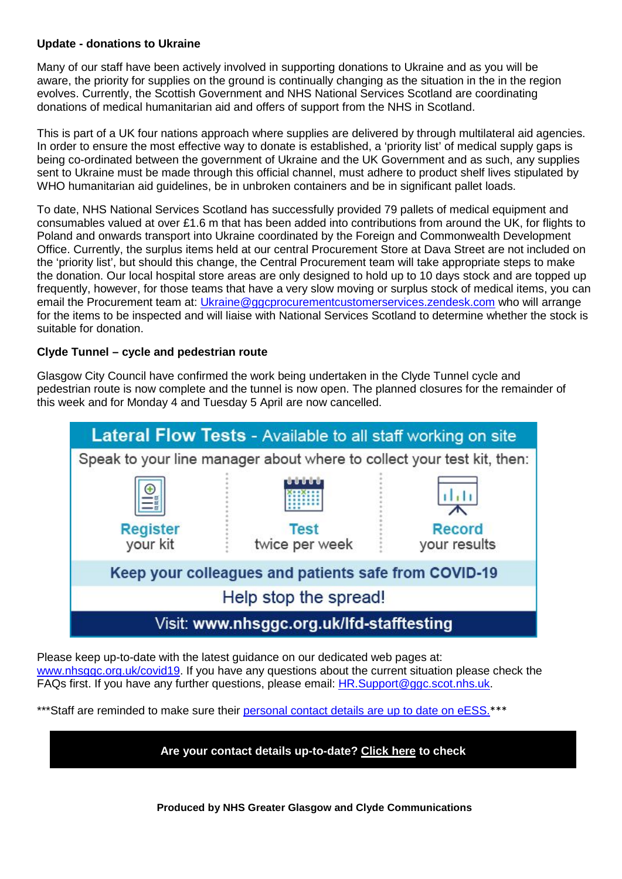**Update - donations to Ukraine**

Many of our staff have been actively involved in supporting donations to Ukraine and as you will be aware, the priority for supplies on the ground is continually changing as the situation in the in the region evolves. Currently, the Scottish Government and NHS National Services Scotland are coordinating donations of medical humanitarian aid and offers of support from the NHS in Scotland.

This is part of a UK four nations approach where supplies are delivered by through multilateral aid agencies. In order to ensure the most effective way to donate is established, a 'priority list' of medical supply gaps is being co-ordinated between the government of Ukraine and the UK Government and as such, any supplies sent to Ukraine must be made through this official channel, must adhere to product shelf lives stipulated by WHO humanitarian aid guidelines, be in unbroken containers and be in significant pallet loads.

To date, NHS National Services Scotland has successfully provided 79 pallets of medical equipment and consumables valued at over £1.6 m that has been added into contributions from around the UK, for flights to Poland and onwards transport into Ukraine coordinated by the Foreign and Commonwealth Development Office. Currently, the surplus items held at our central Procurement Store at Dava Street are not included on the 'priority list', but should this change, the Central Procurement team will take appropriate steps to make the donation. Our local hospital store areas are only designed to hold up to 10 days stock and are topped up frequently, however, for those teams that have a very slow moving or surplus stock of medical items, you can email the Procurement team at: Ukraine@ggcprocurementcustomerservices.zendesk.com who will arrange for the items to be inspected and will liaise with National Services Scotland to determine whether the stock is suitable for donation.

**Clyde Tunnel – cycle and pedestrian route**

Glasgow City Council have confirmed the work being undertaken in the Clyde Tunnel cycle and pedestrian route is now complete and the tunnel is now open. The planned closures for the remainder of this week and for Monday 4 and Tuesday 5 April are now cancelled.

**Lateral Flow Tests** - Available to all staff working on site

Speak to your line manager about where to collect your test kit, then:

**Register** your kit

**Test** twice per week

**Record** your results

**Keep your colleagues and patients safe from COVID-19**

Help stop the spread!

Visit: **www.nhsggc.org.uk/lfd-stafftesting**

Please keep up-to-date with the latest guidance on our dedicated web pages at: www.nhsggc.org.uk/covid19. If you have any questions about the current situation please check the FAQs first. If you have any further questions, please email: HR.Support@ggc.scot.nhs.uk.

***Staff are reminded to make sure their personal contact details are up to date on eESS.***

**Are your contact details up-to-date? Click here to check**

**Produced by NHS Greater Glasgow and Clyde Communications**